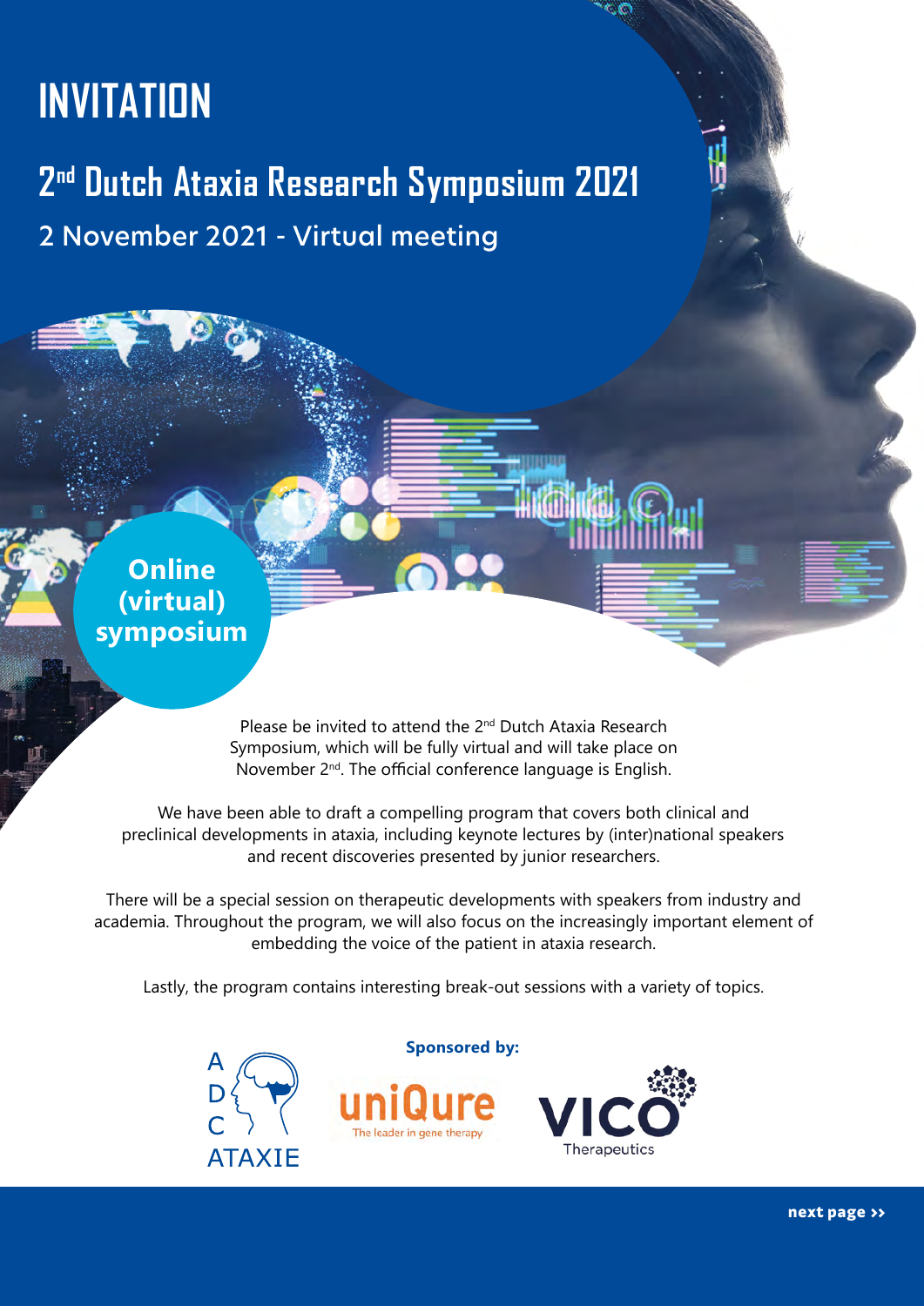# INVITATION

## 2nd Dutch Ataxia Research Symposium 2021

2 November 2021 - Virtual meeting

**Online (virtual) symposium**

Please be invited to attend the 2nd Dutch Ataxia Research Symposium, which will be fully virtual and will take place on November 2nd. The official conference language is English.

We have been able to draft a compelling program that covers both clinical and preclinical developments in ataxia, including keynote lectures by (inter)national speakers and recent discoveries presented by junior researchers.

There will be a special session on therapeutic developments with speakers from industry and academia. Throughout the program, we will also focus on the increasingly important element of embedding the voice of the patient in ataxia research.

Lastly, the program contains interesting break-out sessions with a variety of topics.

ADC ATAXIE

**Sponsored by:**

uniQure – The leader in gene therapy

VICO Therapeutics

**next page ››**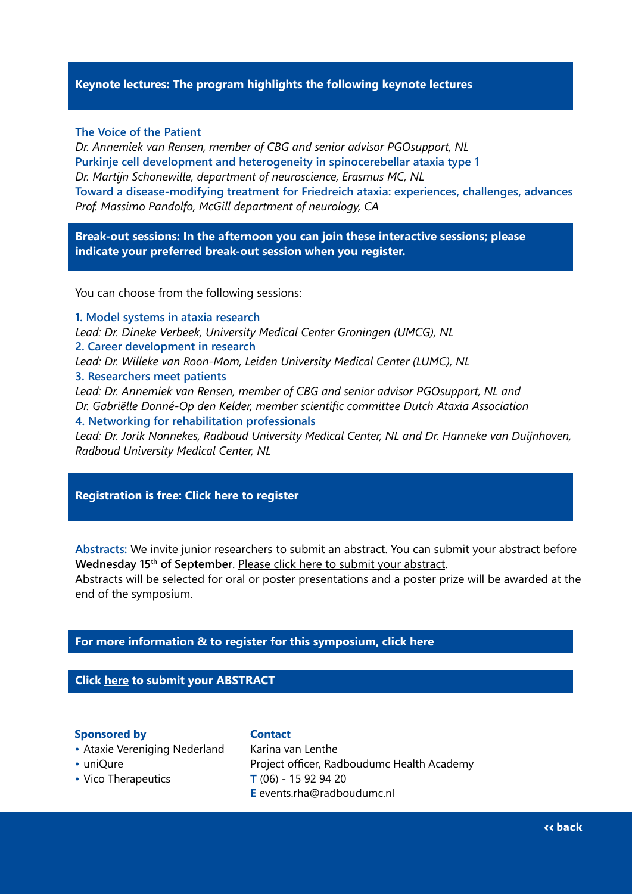**Keynote lectures: The program highlights the following keynote lectures**

**The Voice of the Patient**
*Dr. Annemiek van Rensen, member of CBG and senior advisor PGOsupport, NL*
**Purkinje cell development and heterogeneity in spinocerebellar ataxia type 1**
*Dr. Martijn Schonewille, department of neuroscience, Erasmus MC, NL*
**Toward a disease-modifying treatment for Friedreich ataxia: experiences, challenges, advances**
*Prof. Massimo Pandolfo, McGill department of neurology, CA*

**Break-out sessions: In the afternoon you can join these interactive sessions; please indicate your preferred break-out session when you register.**

You can choose from the following sessions:

**1. Model systems in ataxia research**
*Lead: Dr. Dineke Verbeek, University Medical Center Groningen (UMCG), NL*
**2. Career development in research**
*Lead: Dr. Willeke van Roon-Mom, Leiden University Medical Center (LUMC), NL*
**3. Researchers meet patients**
*Lead: Dr. Annemiek van Rensen, member of CBG and senior advisor PGOsupport, NL and Dr. Gabriëlle Donné-Op den Kelder, member scientific committee Dutch Ataxia Association*
**4. Networking for rehabilitation professionals**
*Lead: Dr. Jorik Nonnekes, Radboud University Medical Center, NL and Dr. Hanneke van Duijnhoven, Radboud University Medical Center, NL*

**Registration is free: Click here to register**

**Abstracts:** We invite junior researchers to submit an abstract. You can submit your abstract before **Wednesday 15th of September**. Please click here to submit your abstract.
Abstracts will be selected for oral or poster presentations and a poster prize will be awarded at the end of the symposium.

**For more information & to register for this symposium, click here**

**Click here to submit your ABSTRACT**

**Sponsored by**
- Ataxie Vereniging Nederland
- uniQure
- Vico Therapeutics

**Contact**
Karina van Lenthe
Project officer, Radboudumc Health Academy
**T** (06) - 15 92 94 20
**E** events.rha@radboudumc.nl

**<< back**